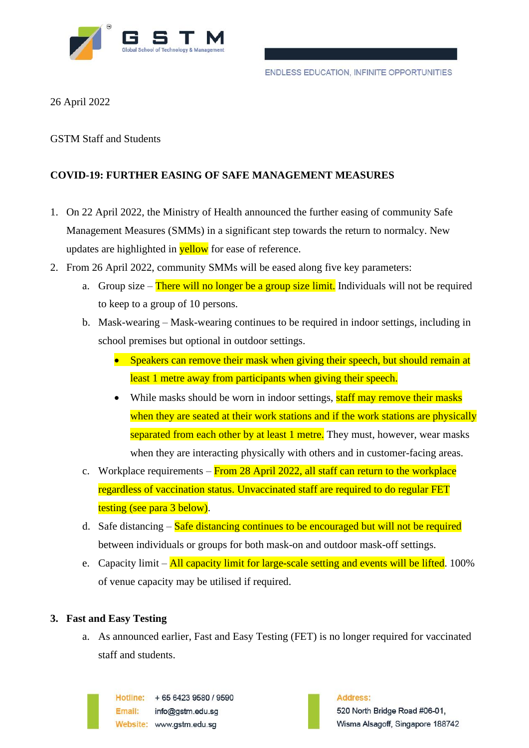26 April 2022

GSTM Staff and Students

**COVID-19: FURTHER EASING OF SAFE MANAGEMENT MEASURES**

1. On 22 April 2022, the Ministry of Health announced the further easing of community Safe Management Measures (SMMs) in a significant step towards the return to normalcy. New updates are highlighted in yellow for ease of reference.
2. From 26 April 2022, community SMMs will be eased along five key parameters:
   a. Group size – There will no longer be a group size limit. Individuals will not be required to keep to a group of 10 persons.
   b. Mask-wearing – Mask-wearing continues to be required in indoor settings, including in school premises but optional in outdoor settings.
      - Speakers can remove their mask when giving their speech, but should remain at least 1 metre away from participants when giving their speech.
      - While masks should be worn in indoor settings, staff may remove their masks when they are seated at their work stations and if the work stations are physically separated from each other by at least 1 metre. They must, however, wear masks when they are interacting physically with others and in customer-facing areas.
   c. Workplace requirements – From 28 April 2022, all staff can return to the workplace regardless of vaccination status. Unvaccinated staff are required to do regular FET testing (see para 3 below).
   d. Safe distancing – Safe distancing continues to be encouraged but will not be required between individuals or groups for both mask-on and outdoor mask-off settings.
   e. Capacity limit – All capacity limit for large-scale setting and events will be lifted. 100% of venue capacity may be utilised if required.

**3. Fast and Easy Testing**

   a. As announced earlier, Fast and Easy Testing (FET) is no longer required for vaccinated staff and students.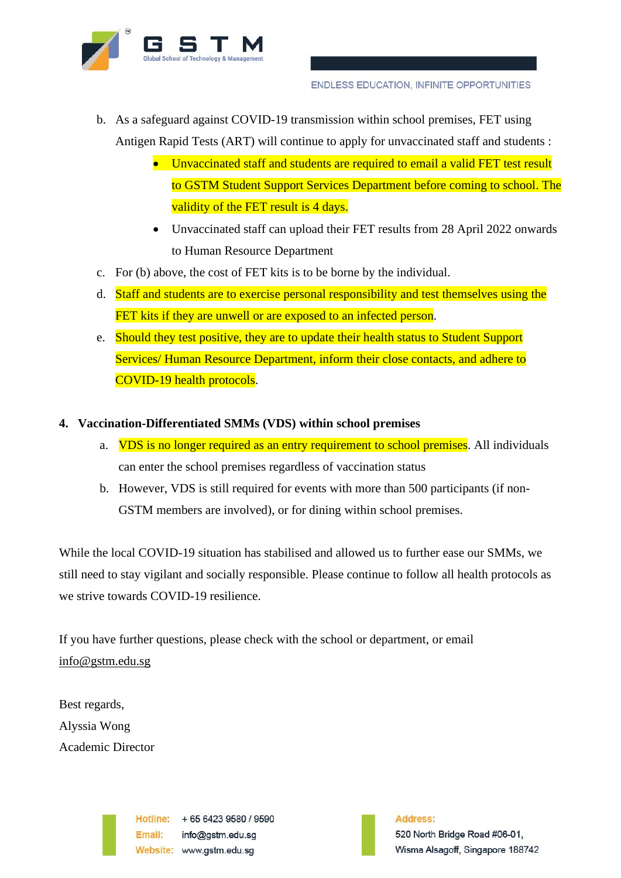b. As a safeguard against COVID-19 transmission within school premises, FET using Antigen Rapid Tests (ART) will continue to apply for unvaccinated staff and students :

- Unvaccinated staff and students are required to email a valid FET test result to GSTM Student Support Services Department before coming to school. The validity of the FET result is 4 days.
- Unvaccinated staff can upload their FET results from 28 April 2022 onwards to Human Resource Department

c. For (b) above, the cost of FET kits is to be borne by the individual.

d. Staff and students are to exercise personal responsibility and test themselves using the FET kits if they are unwell or are exposed to an infected person.

e. Should they test positive, they are to update their health status to Student Support Services/ Human Resource Department, inform their close contacts, and adhere to COVID-19 health protocols.

**4. Vaccination-Differentiated SMMs (VDS) within school premises**

a. VDS is no longer required as an entry requirement to school premises. All individuals can enter the school premises regardless of vaccination status

b. However, VDS is still required for events with more than 500 participants (if non-GSTM members are involved), or for dining within school premises.

While the local COVID-19 situation has stabilised and allowed us to further ease our SMMs, we still need to stay vigilant and socially responsible. Please continue to follow all health protocols as we strive towards COVID-19 resilience.

If you have further questions, please check with the school or department, or email info@gstm.edu.sg

Best regards,
Alyssia Wong
Academic Director